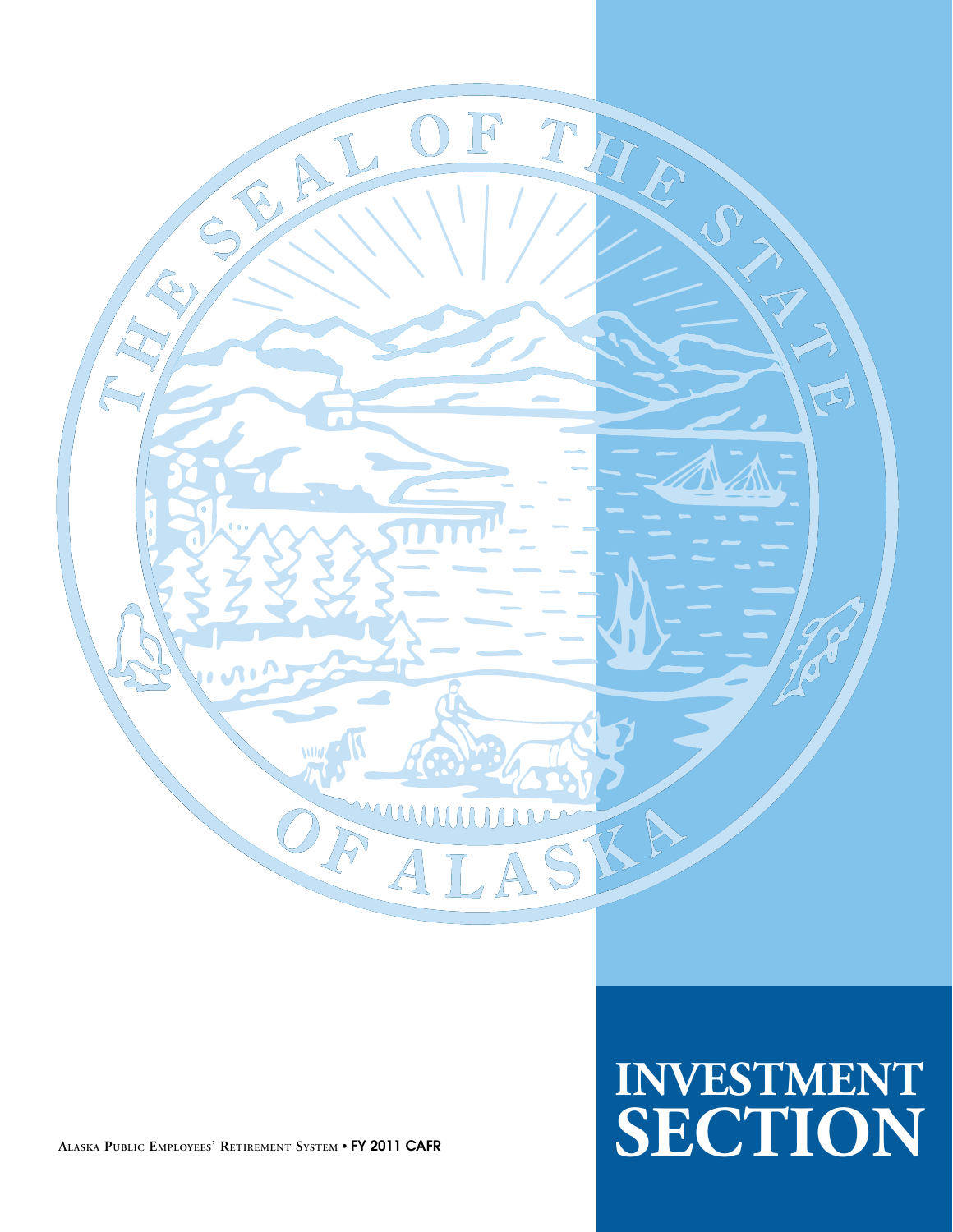# INVESTMENT SECTION

Alaska Public Employees' Retirement System • FY 2011 CAFR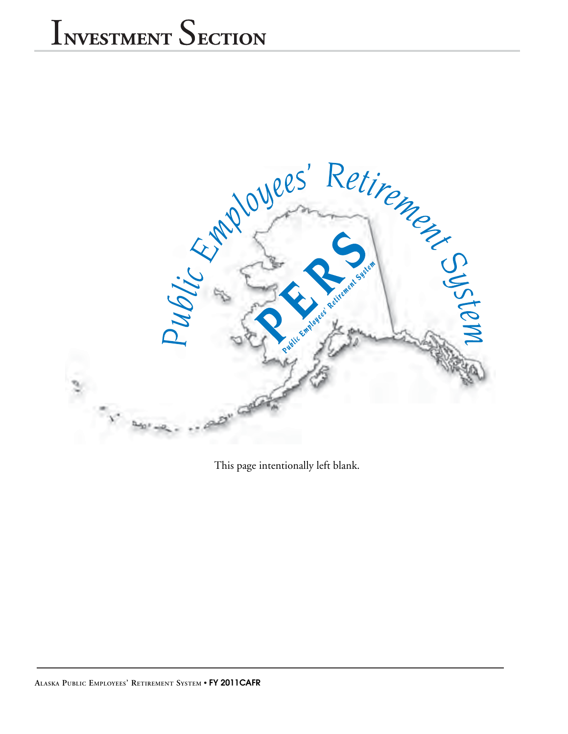# Investment Section

This page intentionally left blank.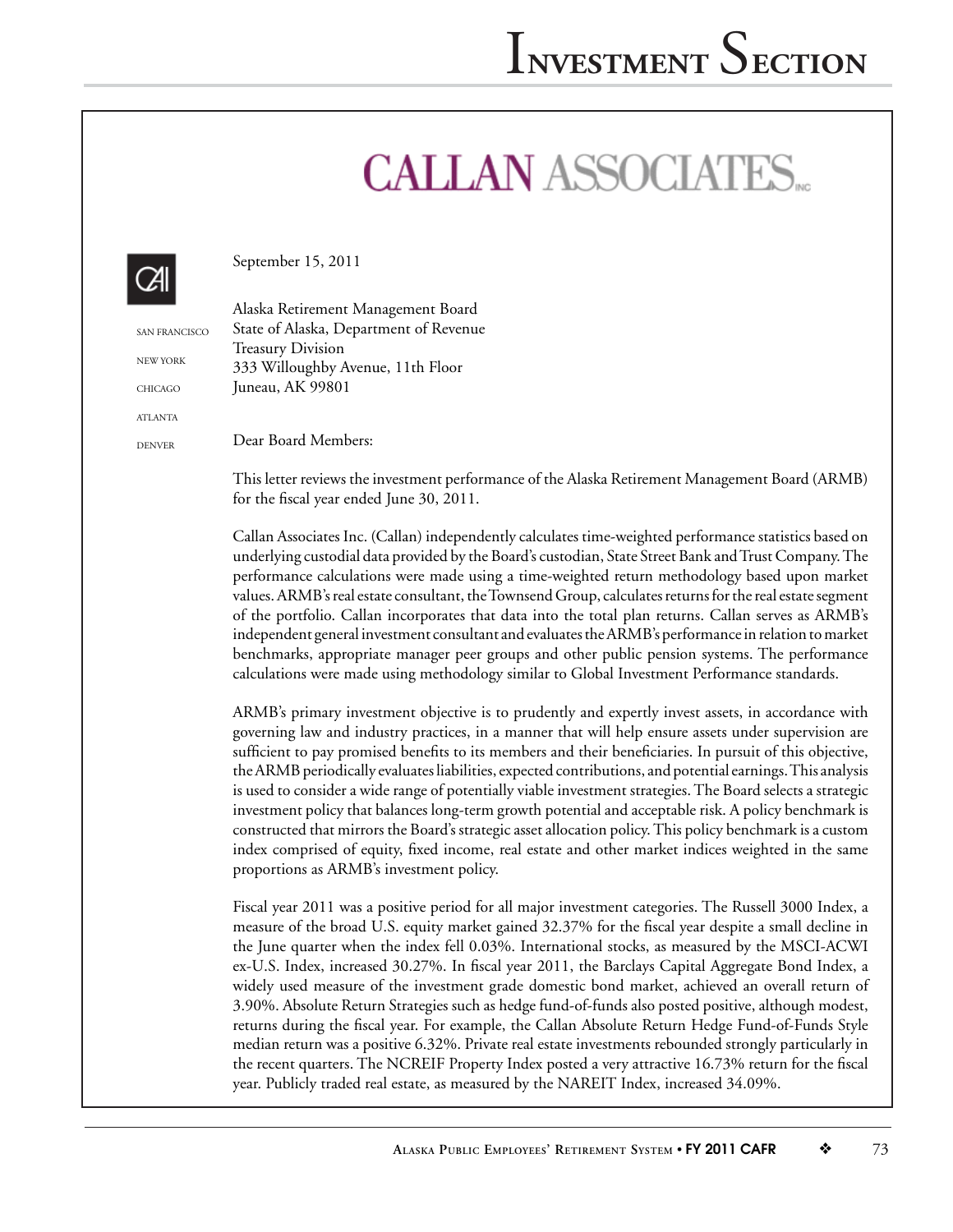# CALLAN ASSOCIATES INC

SAN FRANCISCO

NEW YORK

CHICAGO

ATLANTA

DENVER

September 15, 2011

Alaska Retirement Management Board
State of Alaska, Department of Revenue
Treasury Division
333 Willoughby Avenue, 11th Floor
Juneau, AK 99801

Dear Board Members:

This letter reviews the investment performance of the Alaska Retirement Management Board (ARMB) for the fiscal year ended June 30, 2011.

Callan Associates Inc. (Callan) independently calculates time-weighted performance statistics based on underlying custodial data provided by the Board's custodian, State Street Bank and Trust Company. The performance calculations were made using a time-weighted return methodology based upon market values. ARMB's real estate consultant, the Townsend Group, calculates returns for the real estate segment of the portfolio. Callan incorporates that data into the total plan returns. Callan serves as ARMB's independent general investment consultant and evaluates the ARMB's performance in relation to market benchmarks, appropriate manager peer groups and other public pension systems. The performance calculations were made using methodology similar to Global Investment Performance standards.

ARMB's primary investment objective is to prudently and expertly invest assets, in accordance with governing law and industry practices, in a manner that will help ensure assets under supervision are sufficient to pay promised benefits to its members and their beneficiaries. In pursuit of this objective, the ARMB periodically evaluates liabilities, expected contributions, and potential earnings. This analysis is used to consider a wide range of potentially viable investment strategies. The Board selects a strategic investment policy that balances long-term growth potential and acceptable risk. A policy benchmark is constructed that mirrors the Board's strategic asset allocation policy. This policy benchmark is a custom index comprised of equity, fixed income, real estate and other market indices weighted in the same proportions as ARMB's investment policy.

Fiscal year 2011 was a positive period for all major investment categories. The Russell 3000 Index, a measure of the broad U.S. equity market gained 32.37% for the fiscal year despite a small decline in the June quarter when the index fell 0.03%. International stocks, as measured by the MSCI-ACWI ex-U.S. Index, increased 30.27%. In fiscal year 2011, the Barclays Capital Aggregate Bond Index, a widely used measure of the investment grade domestic bond market, achieved an overall return of 3.90%. Absolute Return Strategies such as hedge fund-of-funds also posted positive, although modest, returns during the fiscal year. For example, the Callan Absolute Return Hedge Fund-of-Funds Style median return was a positive 6.32%. Private real estate investments rebounded strongly particularly in the recent quarters. The NCREIF Property Index posted a very attractive 16.73% return for the fiscal year. Publicly traded real estate, as measured by the NAREIT Index, increased 34.09%.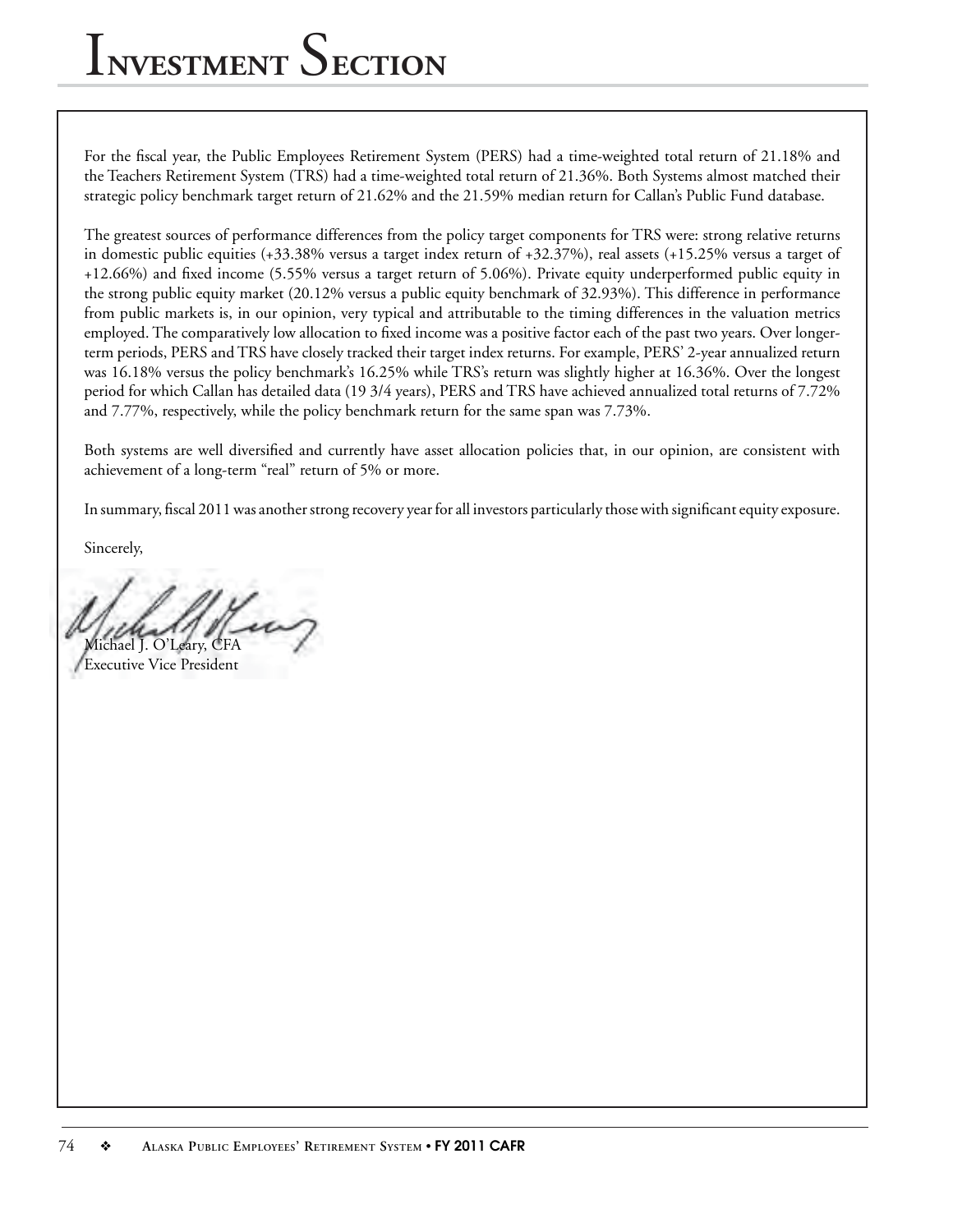For the fiscal year, the Public Employees Retirement System (PERS) had a time-weighted total return of 21.18% and the Teachers Retirement System (TRS) had a time-weighted total return of 21.36%. Both Systems almost matched their strategic policy benchmark target return of 21.62% and the 21.59% median return for Callan's Public Fund database.

The greatest sources of performance differences from the policy target components for TRS were: strong relative returns in domestic public equities (+33.38% versus a target index return of +32.37%), real assets (+15.25% versus a target of +12.66%) and fixed income (5.55% versus a target return of 5.06%). Private equity underperformed public equity in the strong public equity market (20.12% versus a public equity benchmark of 32.93%). This difference in performance from public markets is, in our opinion, very typical and attributable to the timing differences in the valuation metrics employed. The comparatively low allocation to fixed income was a positive factor each of the past two years. Over longer-term periods, PERS and TRS have closely tracked their target index returns. For example, PERS' 2-year annualized return was 16.18% versus the policy benchmark's 16.25% while TRS's return was slightly higher at 16.36%. Over the longest period for which Callan has detailed data (19 3/4 years), PERS and TRS have achieved annualized total returns of 7.72% and 7.77%, respectively, while the policy benchmark return for the same span was 7.73%.

Both systems are well diversified and currently have asset allocation policies that, in our opinion, are consistent with achievement of a long-term "real" return of 5% or more.

In summary, fiscal 2011 was another strong recovery year for all investors particularly those with significant equity exposure.

Sincerely,

Michael J. O'Leary, CFA
Executive Vice President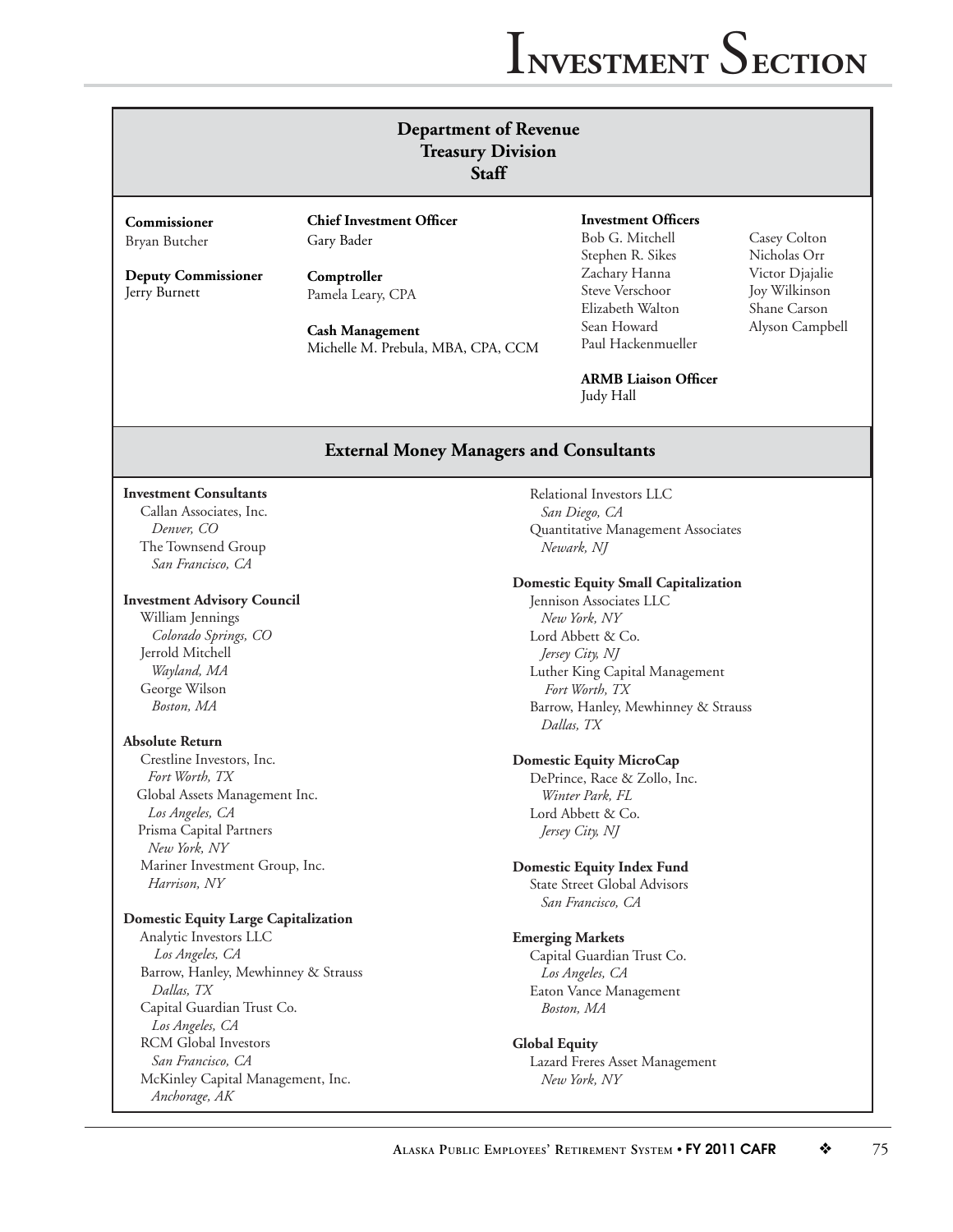## Department of Revenue
## Treasury Division
## Staff

**Commissioner**
Bryan Butcher

**Deputy Commissioner**
Jerry Burnett

**Chief Investment Officer**
Gary Bader

**Comptroller**
Pamela Leary, CPA

**Cash Management**
Michelle M. Prebula, MBA, CPA, CCM

**Investment Officers**
Bob G. Mitchell
Stephen R. Sikes
Zachary Hanna
Steve Verschoor
Elizabeth Walton
Sean Howard
Paul Hackenmueller
Casey Colton
Nicholas Orr
Victor Djajalie
Joy Wilkinson
Shane Carson
Alyson Campbell

**ARMB Liaison Officer**
Judy Hall

## External Money Managers and Consultants

**Investment Consultants**
Callan Associates, Inc.
*Denver, CO*
The Townsend Group
*San Francisco, CA*

**Investment Advisory Council**
William Jennings
*Colorado Springs, CO*
Jerrold Mitchell
*Wayland, MA*
George Wilson
*Boston, MA*

**Absolute Return**
Crestline Investors, Inc.
*Fort Worth, TX*
Global Assets Management Inc.
*Los Angeles, CA*
Prisma Capital Partners
*New York, NY*
Mariner Investment Group, Inc.
*Harrison, NY*

**Domestic Equity Large Capitalization**
Analytic Investors LLC
*Los Angeles, CA*
Barrow, Hanley, Mewhinney & Strauss
*Dallas, TX*
Capital Guardian Trust Co.
*Los Angeles, CA*
RCM Global Investors
*San Francisco, CA*
McKinley Capital Management, Inc.
*Anchorage, AK*
Relational Investors LLC
*San Diego, CA*
Quantitative Management Associates
*Newark, NJ*

**Domestic Equity Small Capitalization**
Jennison Associates LLC
*New York, NY*
Lord Abbett & Co.
*Jersey City, NJ*
Luther King Capital Management
*Fort Worth, TX*
Barrow, Hanley, Mewhinney & Strauss
*Dallas, TX*

**Domestic Equity MicroCap**
DePrince, Race & Zollo, Inc.
*Winter Park, FL*
Lord Abbett & Co.
*Jersey City, NJ*

**Domestic Equity Index Fund**
State Street Global Advisors
*San Francisco, CA*

**Emerging Markets**
Capital Guardian Trust Co.
*Los Angeles, CA*
Eaton Vance Management
*Boston, MA*

**Global Equity**
Lazard Freres Asset Management
*New York, NY*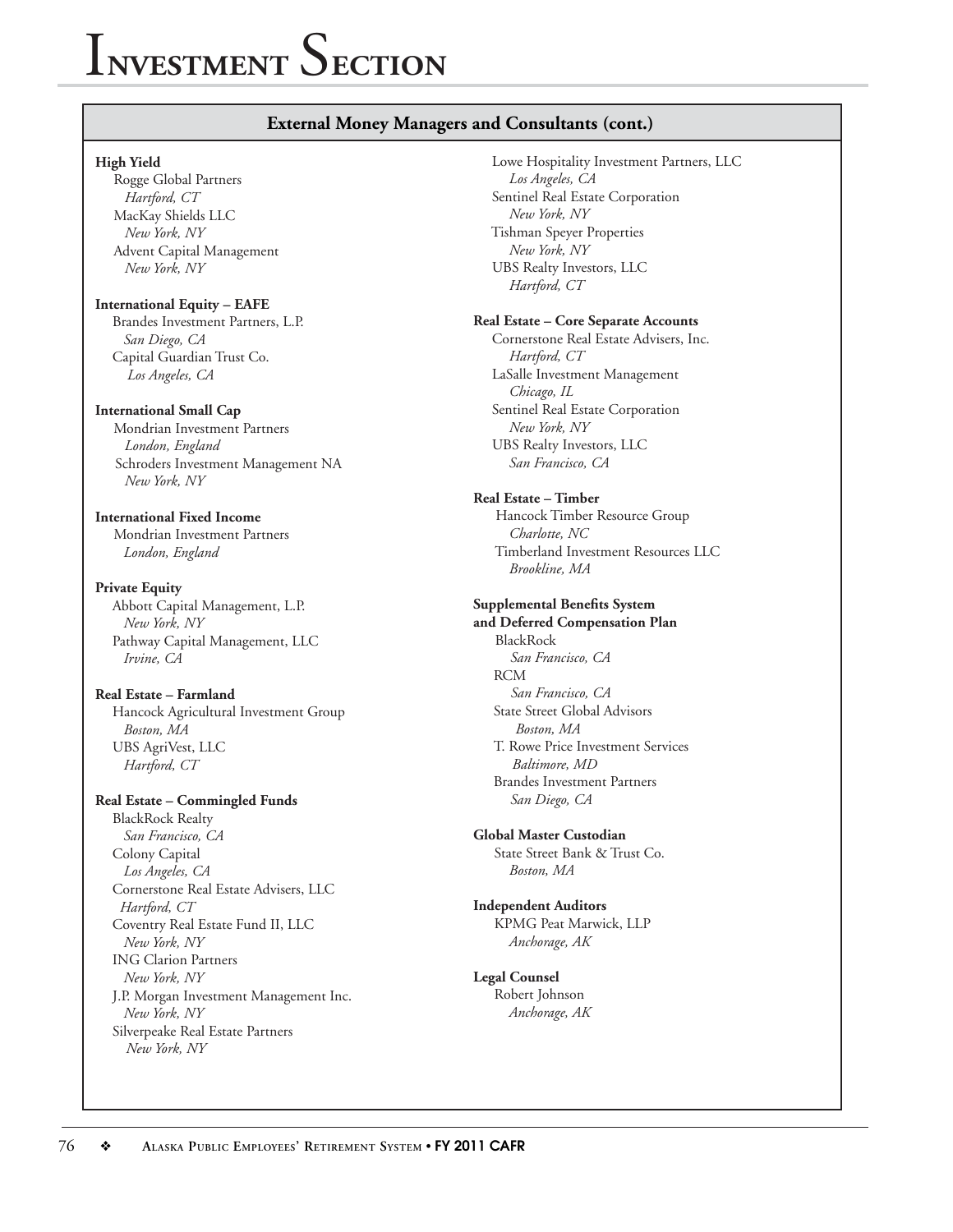# Investment Section

## External Money Managers and Consultants (cont.)

**High Yield**
Rogge Global Partners
*Hartford, CT*
MacKay Shields LLC
*New York, NY*
Advent Capital Management
*New York, NY*

**International Equity – EAFE**
Brandes Investment Partners, L.P.
*San Diego, CA*
Capital Guardian Trust Co.
*Los Angeles, CA*

**International Small Cap**
Mondrian Investment Partners
*London, England*
Schroders Investment Management NA
*New York, NY*

**International Fixed Income**
Mondrian Investment Partners
*London, England*

**Private Equity**
Abbott Capital Management, L.P.
*New York, NY*
Pathway Capital Management, LLC
*Irvine, CA*

**Real Estate – Farmland**
Hancock Agricultural Investment Group
*Boston, MA*
UBS AgriVest, LLC
*Hartford, CT*

**Real Estate – Commingled Funds**
BlackRock Realty
*San Francisco, CA*
Colony Capital
*Los Angeles, CA*
Cornerstone Real Estate Advisers, LLC
*Hartford, CT*
Coventry Real Estate Fund II, LLC
*New York, NY*
ING Clarion Partners
*New York, NY*
J.P. Morgan Investment Management Inc.
*New York, NY*
Silverpeake Real Estate Partners
*New York, NY*
Lowe Hospitality Investment Partners, LLC
*Los Angeles, CA*
Sentinel Real Estate Corporation
*New York, NY*
Tishman Speyer Properties
*New York, NY*
UBS Realty Investors, LLC
*Hartford, CT*

**Real Estate – Core Separate Accounts**
Cornerstone Real Estate Advisers, Inc.
*Hartford, CT*
LaSalle Investment Management
*Chicago, IL*
Sentinel Real Estate Corporation
*New York, NY*
UBS Realty Investors, LLC
*San Francisco, CA*

**Real Estate – Timber**
Hancock Timber Resource Group
*Charlotte, NC*
Timberland Investment Resources LLC
*Brookline, MA*

**Supplemental Benefits System and Deferred Compensation Plan**
BlackRock
*San Francisco, CA*
RCM
*San Francisco, CA*
State Street Global Advisors
*Boston, MA*
T. Rowe Price Investment Services
*Baltimore, MD*
Brandes Investment Partners
*San Diego, CA*

**Global Master Custodian**
State Street Bank & Trust Co.
*Boston, MA*

**Independent Auditors**
KPMG Peat Marwick, LLP
*Anchorage, AK*

**Legal Counsel**
Robert Johnson
*Anchorage, AK*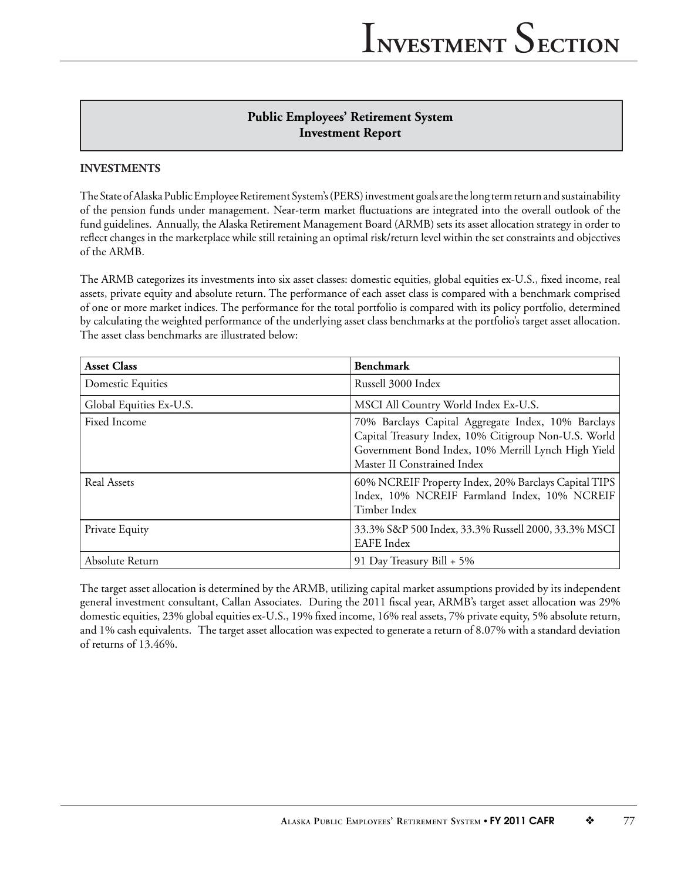## Public Employees' Retirement System Investment Report

**INVESTMENTS**

The State of Alaska Public Employee Retirement System's (PERS) investment goals are the long term return and sustainability of the pension funds under management. Near-term market fluctuations are integrated into the overall outlook of the fund guidelines. Annually, the Alaska Retirement Management Board (ARMB) sets its asset allocation strategy in order to reflect changes in the marketplace while still retaining an optimal risk/return level within the set constraints and objectives of the ARMB.

The ARMB categorizes its investments into six asset classes: domestic equities, global equities ex-U.S., fixed income, real assets, private equity and absolute return. The performance of each asset class is compared with a benchmark comprised of one or more market indices. The performance for the total portfolio is compared with its policy portfolio, determined by calculating the weighted performance of the underlying asset class benchmarks at the portfolio's target asset allocation. The asset class benchmarks are illustrated below:

| Asset Class | Benchmark |
|---|---|
| Domestic Equities | Russell 3000 Index |
| Global Equities Ex-U.S. | MSCI All Country World Index Ex-U.S. |
| Fixed Income | 70% Barclays Capital Aggregate Index, 10% Barclays Capital Treasury Index, 10% Citigroup Non-U.S. World Government Bond Index, 10% Merrill Lynch High Yield Master II Constrained Index |
| Real Assets | 60% NCREIF Property Index, 20% Barclays Capital TIPS Index, 10% NCREIF Farmland Index, 10% NCREIF Timber Index |
| Private Equity | 33.3% S&P 500 Index, 33.3% Russell 2000, 33.3% MSCI EAFE Index |
| Absolute Return | 91 Day Treasury Bill + 5% |

The target asset allocation is determined by the ARMB, utilizing capital market assumptions provided by its independent general investment consultant, Callan Associates. During the 2011 fiscal year, ARMB's target asset allocation was 29% domestic equities, 23% global equities ex-U.S., 19% fixed income, 16% real assets, 7% private equity, 5% absolute return, and 1% cash equivalents. The target asset allocation was expected to generate a return of 8.07% with a standard deviation of returns of 13.46%.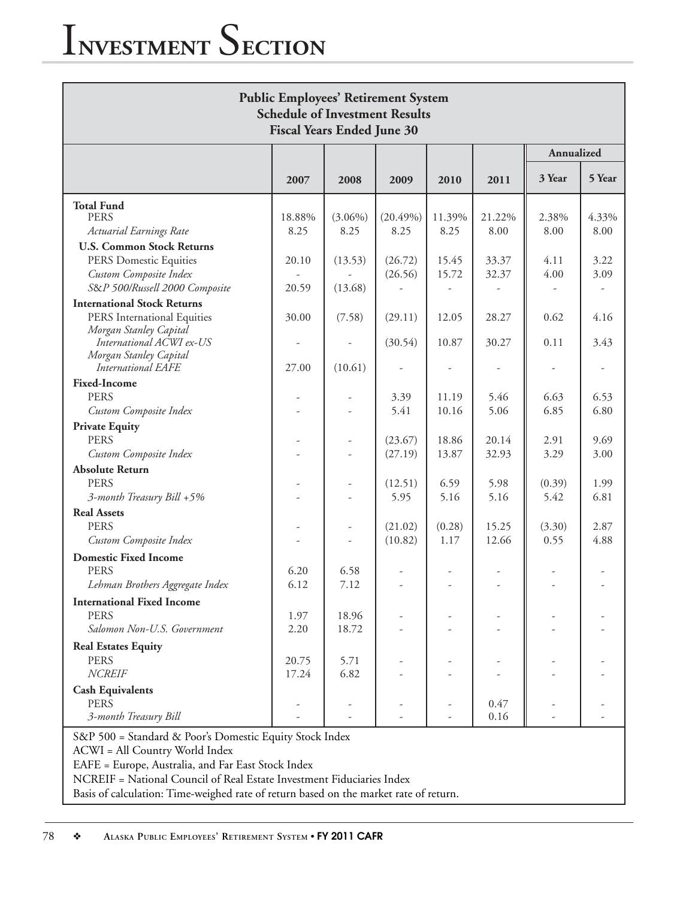# Investment Section

**Public Employees' Retirement System**
**Schedule of Investment Results**
**Fiscal Years Ended June 30**

| | 2007 | 2008 | 2009 | 2010 | 2011 | Annualized 3 Year | Annualized 5 Year |
|---|---|---|---|---|---|---|---|
| **Total Fund** | | | | | | | |
| PERS | 18.88% | (3.06%) | (20.49%) | 11.39% | 21.22% | 2.38% | 4.33% |
| *Actuarial Earnings Rate* | 8.25 | 8.25 | 8.25 | 8.25 | 8.00 | 8.00 | 8.00 |
| **U.S. Common Stock Returns** | | | | | | | |
| PERS Domestic Equities | 20.10 | (13.53) | (26.72) | 15.45 | 33.37 | 4.11 | 3.22 |
| *Custom Composite Index* | - | - | (26.56) | 15.72 | 32.37 | 4.00 | 3.09 |
| *S&P 500/Russell 2000 Composite* | 20.59 | (13.68) | - | - | - | - | - |
| **International Stock Returns** | | | | | | | |
| PERS International Equities | 30.00 | (7.58) | (29.11) | 12.05 | 28.27 | 0.62 | 4.16 |
| *Morgan Stanley Capital International ACWI ex-US* | - | - | (30.54) | 10.87 | 30.27 | 0.11 | 3.43 |
| *Morgan Stanley Capital International EAFE* | 27.00 | (10.61) | - | - | - | - | - |
| **Fixed-Income** | | | | | | | |
| PERS | - | - | 3.39 | 11.19 | 5.46 | 6.63 | 6.53 |
| *Custom Composite Index* | - | - | 5.41 | 10.16 | 5.06 | 6.85 | 6.80 |
| **Private Equity** | | | | | | | |
| PERS | - | - | (23.67) | 18.86 | 20.14 | 2.91 | 9.69 |
| *Custom Composite Index* | - | - | (27.19) | 13.87 | 32.93 | 3.29 | 3.00 |
| **Absolute Return** | | | | | | | |
| PERS | - | - | (12.51) | 6.59 | 5.98 | (0.39) | 1.99 |
| *3-month Treasury Bill +5%* | - | - | 5.95 | 5.16 | 5.16 | 5.42 | 6.81 |
| **Real Assets** | | | | | | | |
| PERS | - | - | (21.02) | (0.28) | 15.25 | (3.30) | 2.87 |
| *Custom Composite Index* | - | - | (10.82) | 1.17 | 12.66 | 0.55 | 4.88 |
| **Domestic Fixed Income** | | | | | | | |
| PERS | 6.20 | 6.58 | - | - | - | - | - |
| *Lehman Brothers Aggregate Index* | 6.12 | 7.12 | - | - | - | - | - |
| **International Fixed Income** | | | | | | | |
| PERS | 1.97 | 18.96 | - | - | - | - | - |
| *Salomon Non-U.S. Government* | 2.20 | 18.72 | - | - | - | - | - |
| **Real Estates Equity** | | | | | | | |
| PERS | 20.75 | 5.71 | - | - | - | - | - |
| *NCREIF* | 17.24 | 6.82 | - | - | - | - | - |
| **Cash Equivalents** | | | | | | | |
| PERS | - | - | - | - | 0.47 | - | - |
| *3-month Treasury Bill* | - | - | - | - | 0.16 | - | - |

S&P 500 = Standard & Poor's Domestic Equity Stock Index
ACWI = All Country World Index
EAFE = Europe, Australia, and Far East Stock Index
NCREIF = National Council of Real Estate Investment Fiduciaries Index
Basis of calculation: Time-weighed rate of return based on the market rate of return.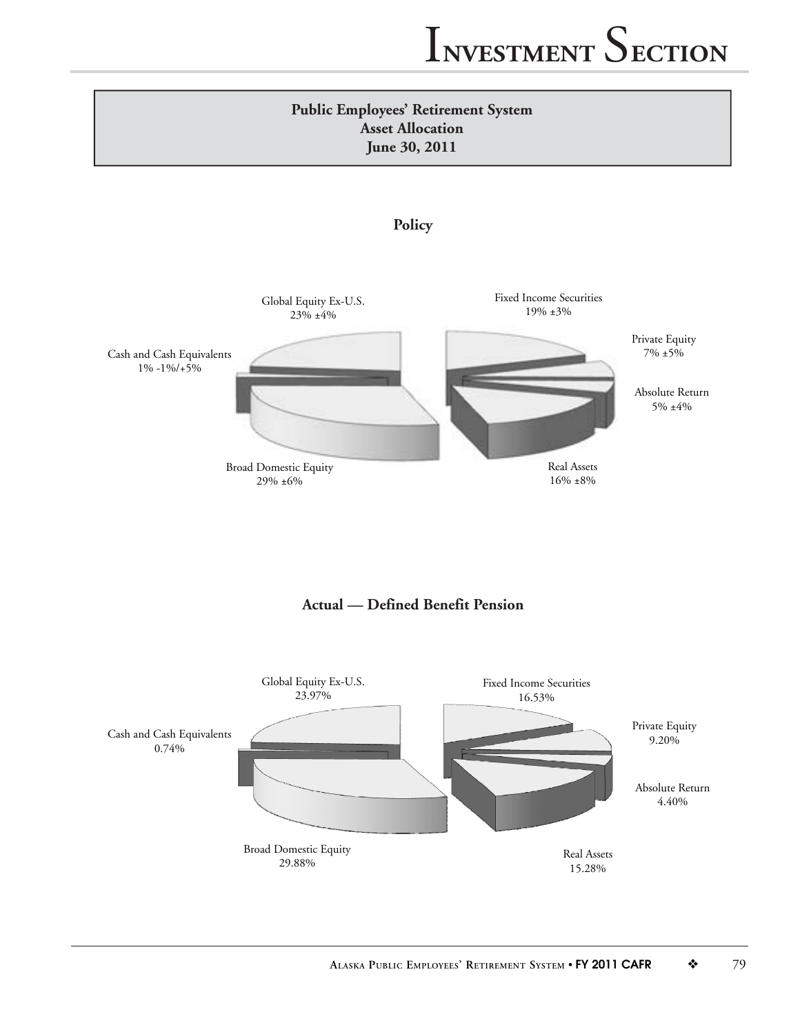## Public Employees' Retirement System
## Asset Allocation
## June 30, 2011

### Policy

Global Equity Ex-U.S.
23% ±4%

Fixed Income Securities
19% ±3%

Private Equity
7% ±5%

Absolute Return
5% ±4%

Real Assets
16% ±8%

Broad Domestic Equity
29% ±6%

Cash and Cash Equivalents
1% -1%/+5%

### Actual — Defined Benefit Pension

Global Equity Ex-U.S.
23.97%

Fixed Income Securities
16.53%

Private Equity
9.20%

Absolute Return
4.40%

Real Assets
15.28%

Broad Domestic Equity
29.88%

Cash and Cash Equivalents
0.74%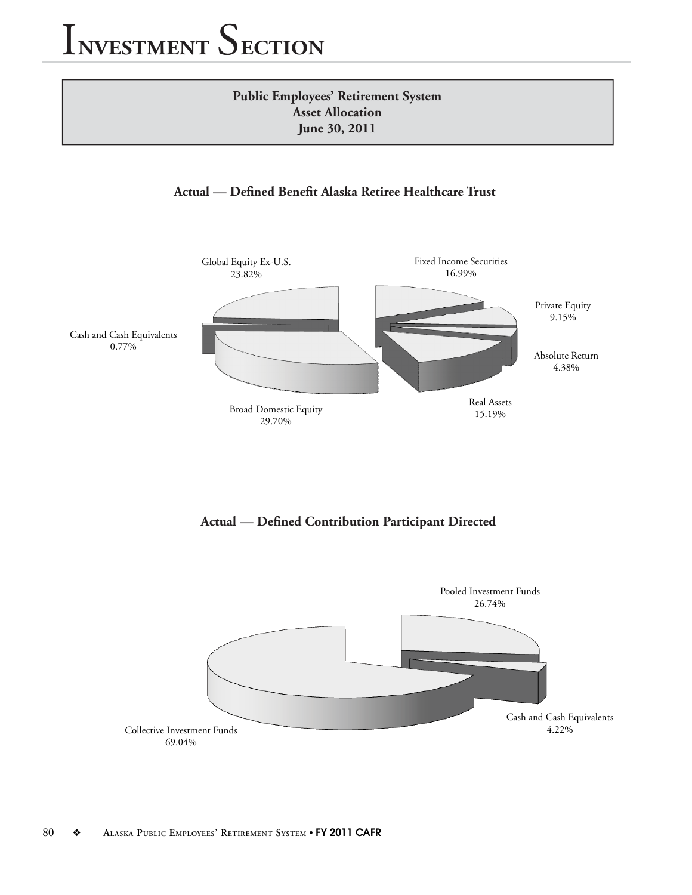## Public Employees' Retirement System
## Asset Allocation
## June 30, 2011

### Actual — Defined Benefit Alaska Retiree Healthcare Trust

Global Equity Ex-U.S.
23.82%

Fixed Income Securities
16.99%

Private Equity
9.15%

Cash and Cash Equivalents
0.77%

Absolute Return
4.38%

Real Assets
15.19%

Broad Domestic Equity
29.70%

### Actual — Defined Contribution Participant Directed

Pooled Investment Funds
26.74%

Cash and Cash Equivalents
4.22%

Collective Investment Funds
69.04%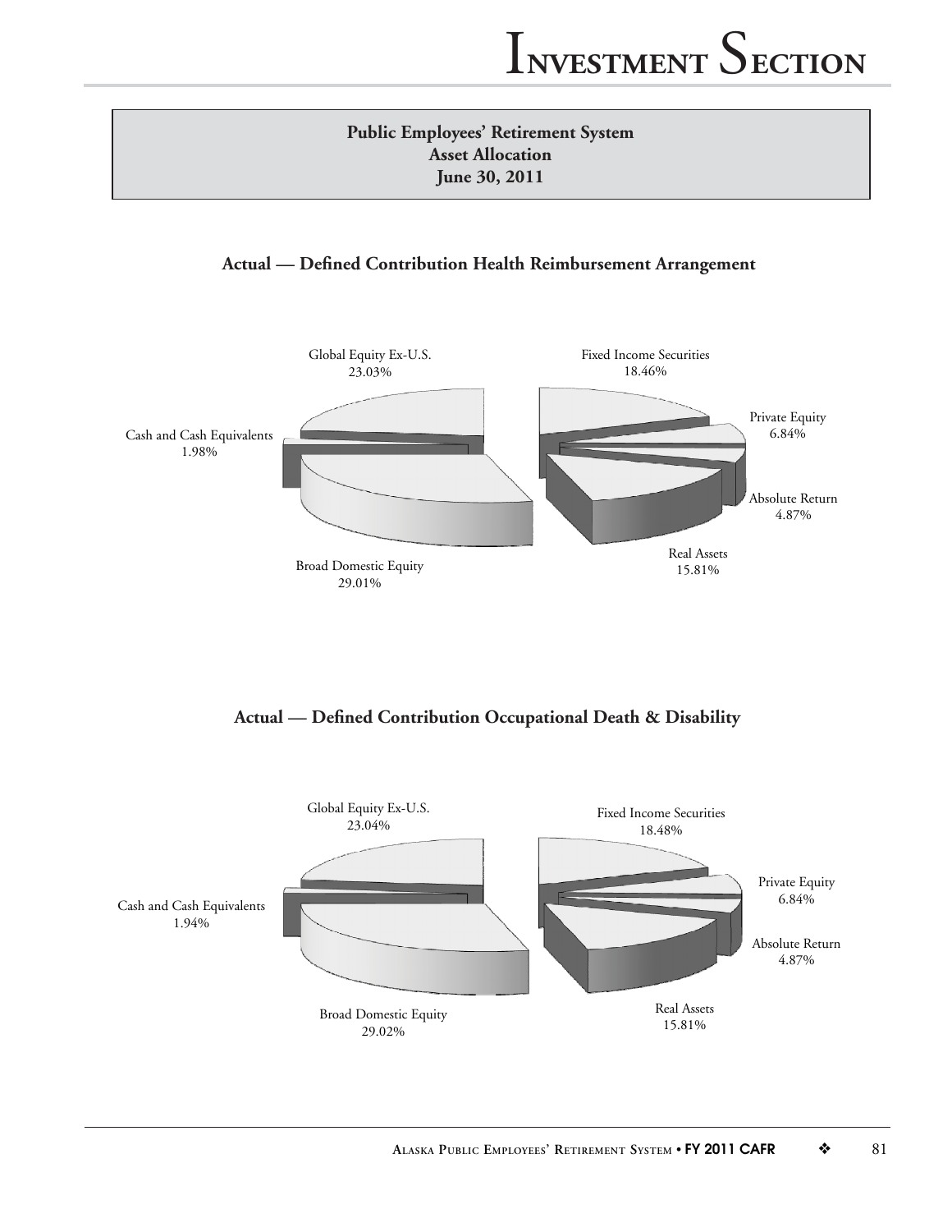**Public Employees' Retirement System**
**Asset Allocation**
**June 30, 2011**

### Actual — Defined Contribution Health Reimbursement Arrangement

Global Equity Ex-U.S.
23.03%

Fixed Income Securities
18.46%

Private Equity
6.84%

Cash and Cash Equivalents
1.98%

Absolute Return
4.87%

Real Assets
15.81%

Broad Domestic Equity
29.01%

### Actual — Defined Contribution Occupational Death & Disability

Global Equity Ex-U.S.
23.04%

Fixed Income Securities
18.48%

Private Equity
6.84%

Cash and Cash Equivalents
1.94%

Absolute Return
4.87%

Real Assets
15.81%

Broad Domestic Equity
29.02%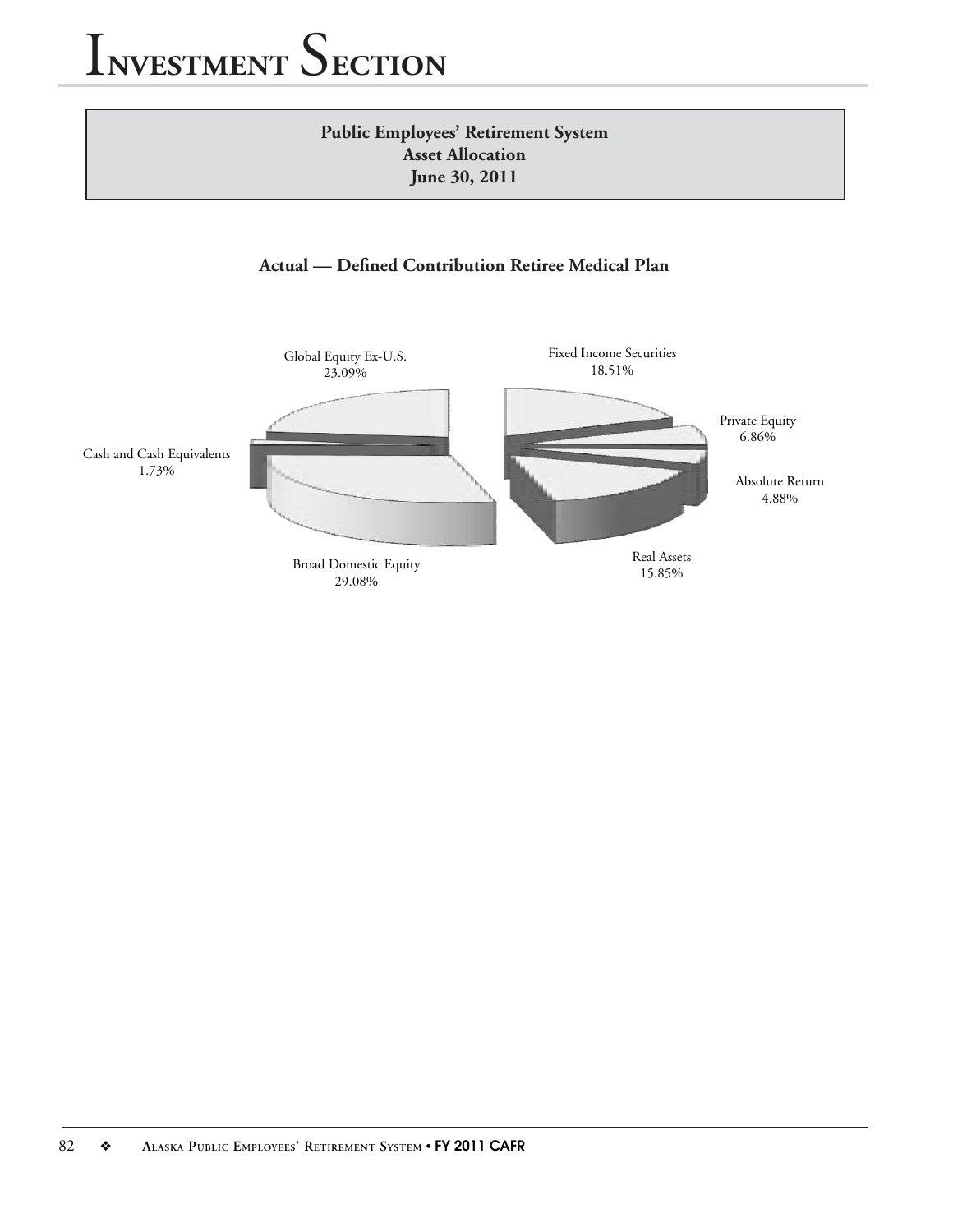## Public Employees' Retirement System
## Asset Allocation
## June 30, 2011

### Actual — Defined Contribution Retiree Medical Plan

Global Equity Ex-U.S.
23.09%

Fixed Income Securities
18.51%

Private Equity
6.86%

Absolute Return
4.88%

Real Assets
15.85%

Broad Domestic Equity
29.08%

Cash and Cash Equivalents
1.73%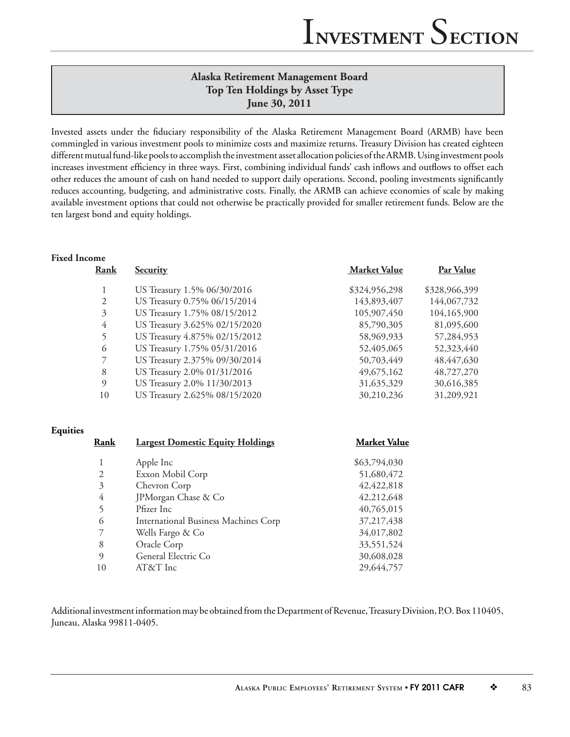# Investment Section

## Alaska Retirement Management Board
## Top Ten Holdings by Asset Type
## June 30, 2011

Invested assets under the fiduciary responsibility of the Alaska Retirement Management Board (ARMB) have been commingled in various investment pools to minimize costs and maximize returns. Treasury Division has created eighteen different mutual fund-like pools to accomplish the investment asset allocation policies of the ARMB. Using investment pools increases investment efficiency in three ways. First, combining individual funds' cash inflows and outflows to offset each other reduces the amount of cash on hand needed to support daily operations. Second, pooling investments significantly reduces accounting, budgeting, and administrative costs. Finally, the ARMB can achieve economies of scale by making available investment options that could not otherwise be practically provided for smaller retirement funds. Below are the ten largest bond and equity holdings.

**Fixed Income**

| Rank | Security | Market Value | Par Value |
|---|---|---|---|
| 1 | US Treasury 1.5% 06/30/2016 | $324,956,298 | $328,966,399 |
| 2 | US Treasury 0.75% 06/15/2014 | 143,893,407 | 144,067,732 |
| 3 | US Treasury 1.75% 08/15/2012 | 105,907,450 | 104,165,900 |
| 4 | US Treasury 3.625% 02/15/2020 | 85,790,305 | 81,095,600 |
| 5 | US Treasury 4.875% 02/15/2012 | 58,969,933 | 57,284,953 |
| 6 | US Treasury 1.75% 05/31/2016 | 52,405,065 | 52,323,440 |
| 7 | US Treasury 2.375% 09/30/2014 | 50,703,449 | 48,447,630 |
| 8 | US Treasury 2.0% 01/31/2016 | 49,675,162 | 48,727,270 |
| 9 | US Treasury 2.0% 11/30/2013 | 31,635,329 | 30,616,385 |
| 10 | US Treasury 2.625% 08/15/2020 | 30,210,236 | 31,209,921 |

**Equities**

| Rank | Largest Domestic Equity Holdings | Market Value |
|---|---|---|
| 1 | Apple Inc | $63,794,030 |
| 2 | Exxon Mobil Corp | 51,680,472 |
| 3 | Chevron Corp | 42,422,818 |
| 4 | JPMorgan Chase & Co | 42,212,648 |
| 5 | Pfizer Inc | 40,765,015 |
| 6 | International Business Machines Corp | 37,217,438 |
| 7 | Wells Fargo & Co | 34,017,802 |
| 8 | Oracle Corp | 33,551,524 |
| 9 | General Electric Co | 30,608,028 |
| 10 | AT&T Inc | 29,644,757 |

Additional investment information may be obtained from the Department of Revenue, Treasury Division, P.O. Box 110405, Juneau, Alaska 99811-0405.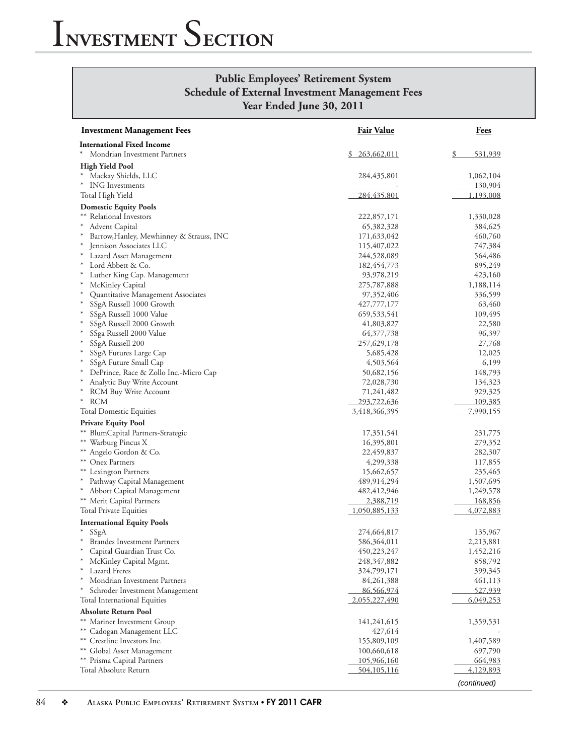## Public Employees' Retirement System
## Schedule of External Investment Management Fees
## Year Ended June 30, 2011

| Investment Management Fees | Fair Value | Fees |
|---|---|---|
| **International Fixed Income** | | |
| * Mondrian Investment Partners | $ 263,662,011 | $ 531,939 |
| **High Yield Pool** | | |
| * Mackay Shields, LLC | 284,435,801 | 1,062,104 |
| * ING Investments | - | 130,904 |
| Total High Yield | 284,435,801 | 1,193,008 |
| **Domestic Equity Pools** | | |
| ** Relational Investors | 222,857,171 | 1,330,028 |
| * Advent Capital | 65,382,328 | 384,625 |
| * Barrow,Hanley, Mewhinney & Strauss, INC | 171,633,042 | 460,760 |
| * Jennison Associates LLC | 115,407,022 | 747,384 |
| * Lazard Asset Management | 244,528,089 | 564,486 |
| * Lord Abbett & Co. | 182,454,773 | 895,249 |
| * Luther King Cap. Management | 93,978,219 | 423,160 |
| * McKinley Capital | 275,787,888 | 1,188,114 |
| * Quantitative Management Associates | 97,352,406 | 336,599 |
| * SSgA Russell 1000 Growth | 427,777,177 | 63,460 |
| * SSgA Russell 1000 Value | 659,533,541 | 109,495 |
| * SSgA Russell 2000 Growth | 41,803,827 | 22,580 |
| * SSga Russell 2000 Value | 64,377,738 | 96,397 |
| * SSgA Russell 200 | 257,629,178 | 27,768 |
| * SSgA Futures Large Cap | 5,685,428 | 12,025 |
| * SSgA Future Small Cap | 4,503,564 | 6,199 |
| * DePrince, Race & Zollo Inc.-Micro Cap | 50,682,156 | 148,793 |
| * Analytic Buy Write Account | 72,028,730 | 134,323 |
| * RCM Buy Write Account | 71,241,482 | 929,325 |
| * RCM | 293,722,636 | 109,385 |
| Total Domestic Equities | 3,418,366,395 | 7,990,155 |
| **Private Equity Pool** | | |
| ** BlumCapital Partners-Strategic | 17,351,541 | 231,775 |
| ** Warburg Pincus X | 16,395,801 | 279,352 |
| ** Angelo Gordon & Co. | 22,459,837 | 282,307 |
| ** Onex Partners | 4,299,338 | 117,855 |
| ** Lexington Partners | 15,662,657 | 235,465 |
| * Pathway Capital Management | 489,914,294 | 1,507,695 |
| * Abbott Capital Management | 482,412,946 | 1,249,578 |
| ** Merit Capital Partners | 2,388,719 | 168,856 |
| Total Private Equities | 1,050,885,133 | 4,072,883 |
| **International Equity Pools** | | |
| * SSgA | 274,664,817 | 135,967 |
| * Brandes Investment Partners | 586,364,011 | 2,213,881 |
| * Capital Guardian Trust Co. | 450,223,247 | 1,452,216 |
| * McKinley Capital Mgmt. | 248,347,882 | 858,792 |
| * Lazard Freres | 324,799,171 | 399,345 |
| * Mondrian Investment Partners | 84,261,388 | 461,113 |
| * Schroder Investment Management | 86,566,974 | 527,939 |
| Total International Equities | 2,055,227,490 | 6,049,253 |
| **Absolute Return Pool** | | |
| ** Mariner Investment Group | 141,241,615 | 1,359,531 |
| ** Cadogan Management LLC | 427,614 | - |
| ** Crestline Investors Inc. | 155,809,109 | 1,407,589 |
| ** Global Asset Management | 100,660,618 | 697,790 |
| ** Prisma Capital Partners | 105,966,160 | 664,983 |
| Total Absolute Return | 504,105,116 | 4,129,893 |

*(continued)*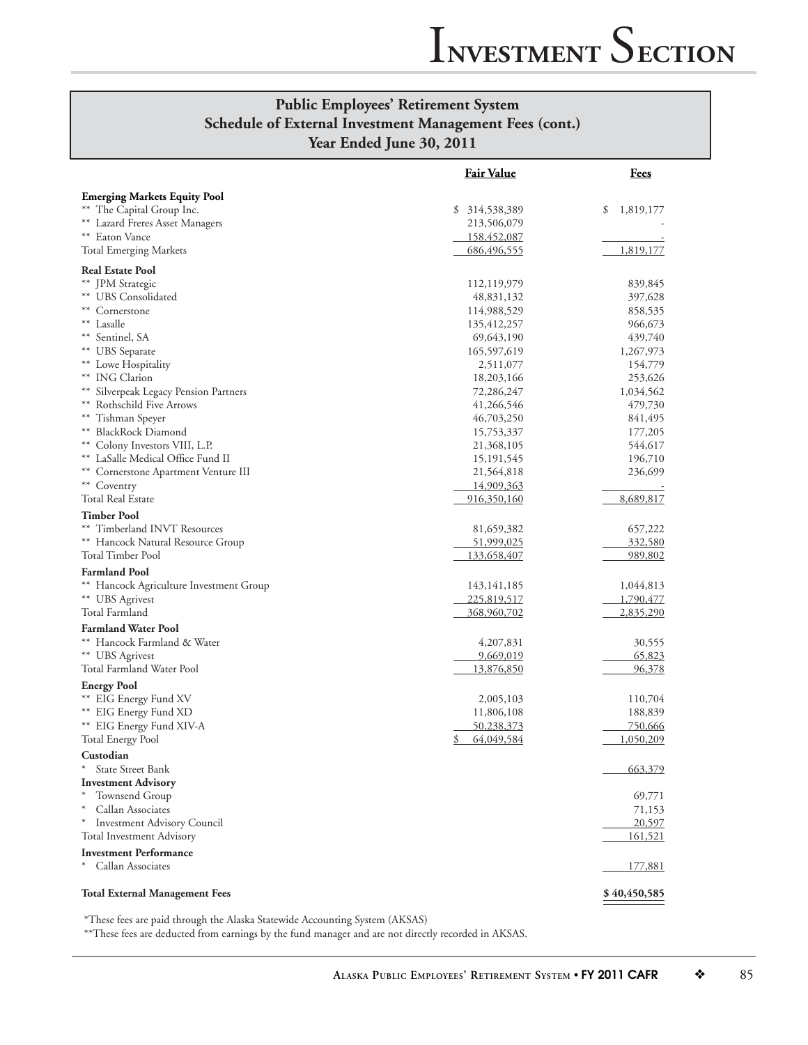## Public Employees' Retirement System
## Schedule of External Investment Management Fees (cont.)
## Year Ended June 30, 2011

| | Fair Value | Fees |
|---|---|---|
| **Emerging Markets Equity Pool** | | |
| ** The Capital Group Inc. | $ 314,538,389 | $ 1,819,177 |
| ** Lazard Freres Asset Managers | 213,506,079 | - |
| ** Eaton Vance | 158,452,087 | - |
| Total Emerging Markets | 686,496,555 | 1,819,177 |
| **Real Estate Pool** | | |
| ** JPM Strategic | 112,119,979 | 839,845 |
| ** UBS Consolidated | 48,831,132 | 397,628 |
| ** Cornerstone | 114,988,529 | 858,535 |
| ** Lasalle | 135,412,257 | 966,673 |
| ** Sentinel, SA | 69,643,190 | 439,740 |
| ** UBS Separate | 165,597,619 | 1,267,973 |
| ** Lowe Hospitality | 2,511,077 | 154,779 |
| ** ING Clarion | 18,203,166 | 253,626 |
| ** Silverpeak Legacy Pension Partners | 72,286,247 | 1,034,562 |
| ** Rothschild Five Arrows | 41,266,546 | 479,730 |
| ** Tishman Speyer | 46,703,250 | 841,495 |
| ** BlackRock Diamond | 15,753,337 | 177,205 |
| ** Colony Investors VIII, L.P. | 21,368,105 | 544,617 |
| ** LaSalle Medical Office Fund II | 15,191,545 | 196,710 |
| ** Cornerstone Apartment Venture III | 21,564,818 | 236,699 |
| ** Coventry | 14,909,363 | - |
| Total Real Estate | 916,350,160 | 8,689,817 |
| **Timber Pool** | | |
| ** Timberland INVT Resources | 81,659,382 | 657,222 |
| ** Hancock Natural Resource Group | 51,999,025 | 332,580 |
| Total Timber Pool | 133,658,407 | 989,802 |
| **Farmland Pool** | | |
| ** Hancock Agriculture Investment Group | 143,141,185 | 1,044,813 |
| ** UBS Agrivest | 225,819,517 | 1,790,477 |
| Total Farmland | 368,960,702 | 2,835,290 |
| **Farmland Water Pool** | | |
| ** Hancock Farmland & Water | 4,207,831 | 30,555 |
| ** UBS Agrivest | 9,669,019 | 65,823 |
| Total Farmland Water Pool | 13,876,850 | 96,378 |
| **Energy Pool** | | |
| ** EIG Energy Fund XV | 2,005,103 | 110,704 |
| ** EIG Energy Fund XD | 11,806,108 | 188,839 |
| ** EIG Energy Fund XIV-A | 50,238,373 | 750,666 |
| Total Energy Pool | $ 64,049,584 | 1,050,209 |
| **Custodian** | | |
| * State Street Bank | | 663,379 |
| **Investment Advisory** | | |
| * Townsend Group | | 69,771 |
| * Callan Associates | | 71,153 |
| * Investment Advisory Council | | 20,597 |
| Total Investment Advisory | | 161,521 |
| **Investment Performance** | | |
| * Callan Associates | | 177,881 |
| **Total External Management Fees** | | **$ 40,450,585** |

*These fees are paid through the Alaska Statewide Accounting System (AKSAS)

**These fees are deducted from earnings by the fund manager and are not directly recorded in AKSAS.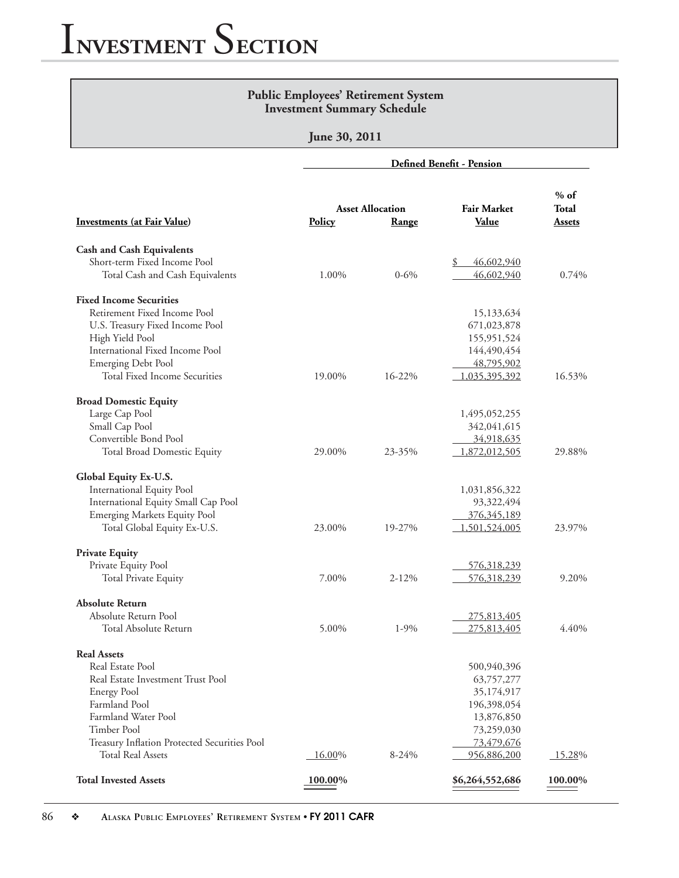## Public Employees' Retirement System
## Investment Summary Schedule

**June 30, 2011**

| Investments (at Fair Value) | Defined Benefit - Pension | | | |
|---|---|---|---|---|
| | Asset Allocation | | Fair Market | % of Total |
| | Policy | Range | Value | Assets |
| **Cash and Cash Equivalents** | | | | |
| Short-term Fixed Income Pool | | | $ 46,602,940 | |
| Total Cash and Cash Equivalents | 1.00% | 0-6% | 46,602,940 | 0.74% |
| **Fixed Income Securities** | | | | |
| Retirement Fixed Income Pool | | | 15,133,634 | |
| U.S. Treasury Fixed Income Pool | | | 671,023,878 | |
| High Yield Pool | | | 155,951,524 | |
| International Fixed Income Pool | | | 144,490,454 | |
| Emerging Debt Pool | | | 48,795,902 | |
| Total Fixed Income Securities | 19.00% | 16-22% | 1,035,395,392 | 16.53% |
| **Broad Domestic Equity** | | | | |
| Large Cap Pool | | | 1,495,052,255 | |
| Small Cap Pool | | | 342,041,615 | |
| Convertible Bond Pool | | | 34,918,635 | |
| Total Broad Domestic Equity | 29.00% | 23-35% | 1,872,012,505 | 29.88% |
| **Global Equity Ex-U.S.** | | | | |
| International Equity Pool | | | 1,031,856,322 | |
| International Equity Small Cap Pool | | | 93,322,494 | |
| Emerging Markets Equity Pool | | | 376,345,189 | |
| Total Global Equity Ex-U.S. | 23.00% | 19-27% | 1,501,524,005 | 23.97% |
| **Private Equity** | | | | |
| Private Equity Pool | | | 576,318,239 | |
| Total Private Equity | 7.00% | 2-12% | 576,318,239 | 9.20% |
| **Absolute Return** | | | | |
| Absolute Return Pool | | | 275,813,405 | |
| Total Absolute Return | 5.00% | 1-9% | 275,813,405 | 4.40% |
| **Real Assets** | | | | |
| Real Estate Pool | | | 500,940,396 | |
| Real Estate Investment Trust Pool | | | 63,757,277 | |
| Energy Pool | | | 35,174,917 | |
| Farmland Pool | | | 196,398,054 | |
| Farmland Water Pool | | | 13,876,850 | |
| Timber Pool | | | 73,259,030 | |
| Treasury Inflation Protected Securities Pool | | | 73,479,676 | |
| Total Real Assets | 16.00% | 8-24% | 956,886,200 | 15.28% |
| **Total Invested Assets** | **100.00%** | | **$6,264,552,686** | **100.00%** |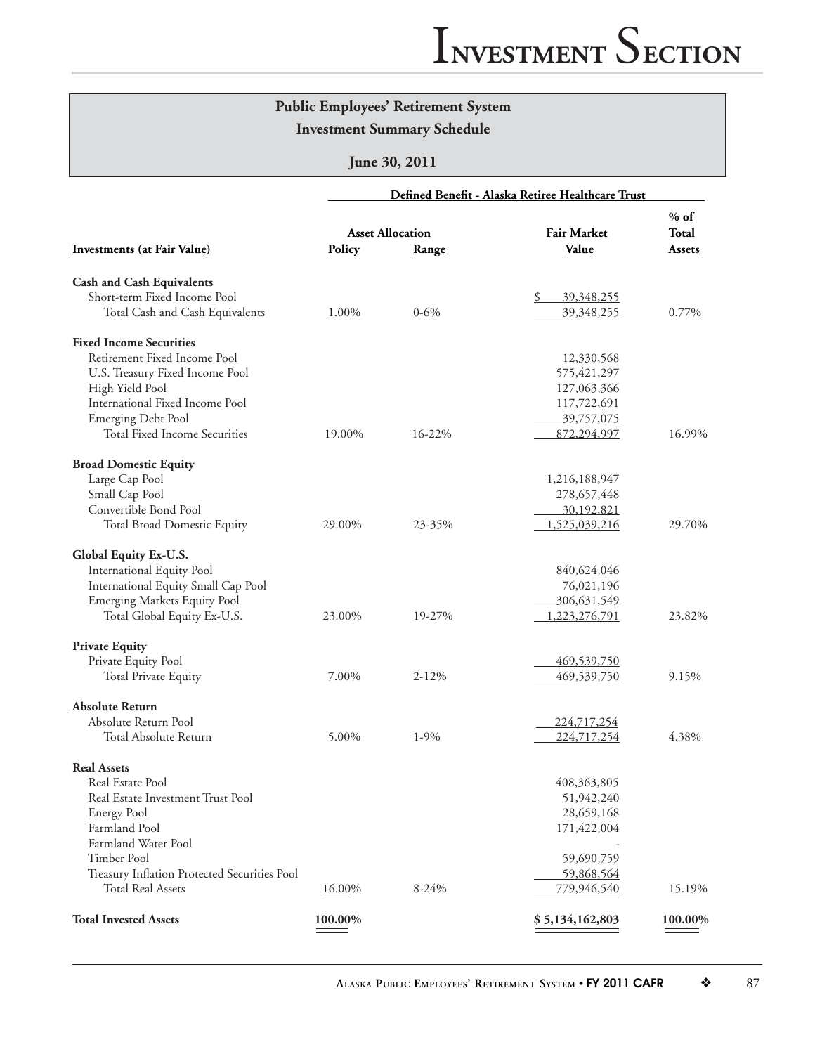## Public Employees' Retirement System
## Investment Summary Schedule
### June 30, 2011

| | Defined Benefit - Alaska Retiree Healthcare Trust | | | |
|---|---|---|---|---|
| | Asset Allocation | | | |
| Investments (at Fair Value) | Policy | Range | Fair Market Value | % of Total Assets |
| **Cash and Cash Equivalents** | | | | |
| Short-term Fixed Income Pool | | | $ 39,348,255 | |
| Total Cash and Cash Equivalents | 1.00% | 0-6% | 39,348,255 | 0.77% |
| **Fixed Income Securities** | | | | |
| Retirement Fixed Income Pool | | | 12,330,568 | |
| U.S. Treasury Fixed Income Pool | | | 575,421,297 | |
| High Yield Pool | | | 127,063,366 | |
| International Fixed Income Pool | | | 117,722,691 | |
| Emerging Debt Pool | | | 39,757,075 | |
| Total Fixed Income Securities | 19.00% | 16-22% | 872,294,997 | 16.99% |
| **Broad Domestic Equity** | | | | |
| Large Cap Pool | | | 1,216,188,947 | |
| Small Cap Pool | | | 278,657,448 | |
| Convertible Bond Pool | | | 30,192,821 | |
| Total Broad Domestic Equity | 29.00% | 23-35% | 1,525,039,216 | 29.70% |
| **Global Equity Ex-U.S.** | | | | |
| International Equity Pool | | | 840,624,046 | |
| International Equity Small Cap Pool | | | 76,021,196 | |
| Emerging Markets Equity Pool | | | 306,631,549 | |
| Total Global Equity Ex-U.S. | 23.00% | 19-27% | 1,223,276,791 | 23.82% |
| **Private Equity** | | | | |
| Private Equity Pool | | | 469,539,750 | |
| Total Private Equity | 7.00% | 2-12% | 469,539,750 | 9.15% |
| **Absolute Return** | | | | |
| Absolute Return Pool | | | 224,717,254 | |
| Total Absolute Return | 5.00% | 1-9% | 224,717,254 | 4.38% |
| **Real Assets** | | | | |
| Real Estate Pool | | | 408,363,805 | |
| Real Estate Investment Trust Pool | | | 51,942,240 | |
| Energy Pool | | | 28,659,168 | |
| Farmland Pool | | | 171,422,004 | |
| Farmland Water Pool | | | - | |
| Timber Pool | | | 59,690,759 | |
| Treasury Inflation Protected Securities Pool | | | 59,868,564 | |
| Total Real Assets | 16.00% | 8-24% | 779,946,540 | 15.19% |
| **Total Invested Assets** | **100.00%** | | **$ 5,134,162,803** | **100.00%** |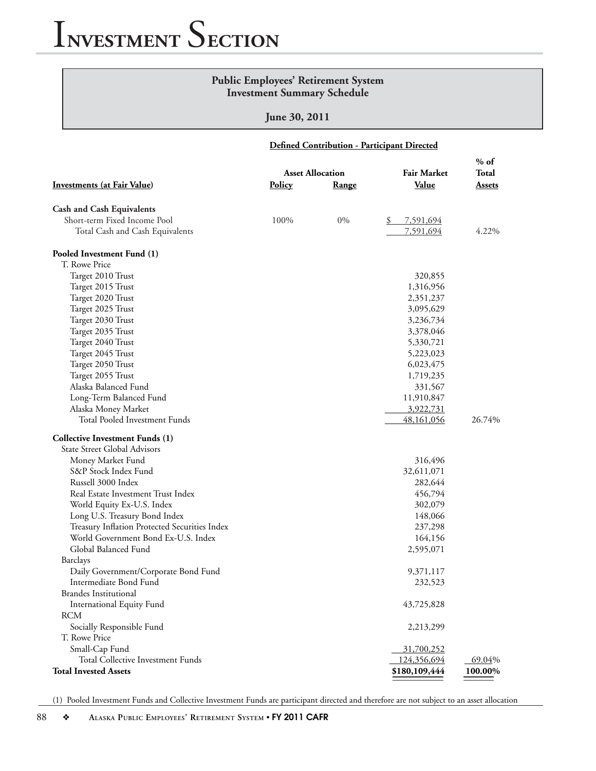# Investment Section

## Public Employees' Retirement System
## Investment Summary Schedule
### June 30, 2011

**Defined Contribution - Participant Directed**

| Investments (at Fair Value) | Asset Allocation Policy | Asset Allocation Range | Fair Market Value | % of Total Assets |
|---|---|---|---|---|
| **Cash and Cash Equivalents** | | | | |
| Short-term Fixed Income Pool | 100% | 0% | $ 7,591,694 | |
| Total Cash and Cash Equivalents | | | 7,591,694 | 4.22% |
| **Pooled Investment Fund (1)** | | | | |
| T. Rowe Price | | | | |
| Target 2010 Trust | | | 320,855 | |
| Target 2015 Trust | | | 1,316,956 | |
| Target 2020 Trust | | | 2,351,237 | |
| Target 2025 Trust | | | 3,095,629 | |
| Target 2030 Trust | | | 3,236,734 | |
| Target 2035 Trust | | | 3,378,046 | |
| Target 2040 Trust | | | 5,330,721 | |
| Target 2045 Trust | | | 5,223,023 | |
| Target 2050 Trust | | | 6,023,475 | |
| Target 2055 Trust | | | 1,719,235 | |
| Alaska Balanced Fund | | | 331,567 | |
| Long-Term Balanced Fund | | | 11,910,847 | |
| Alaska Money Market | | | 3,922,731 | |
| Total Pooled Investment Funds | | | 48,161,056 | 26.74% |
| **Collective Investment Funds (1)** | | | | |
| State Street Global Advisors | | | | |
| Money Market Fund | | | 316,496 | |
| S&P Stock Index Fund | | | 32,611,071 | |
| Russell 3000 Index | | | 282,644 | |
| Real Estate Investment Trust Index | | | 456,794 | |
| World Equity Ex-U.S. Index | | | 302,079 | |
| Long U.S. Treasury Bond Index | | | 148,066 | |
| Treasury Inflation Protected Securities Index | | | 237,298 | |
| World Government Bond Ex-U.S. Index | | | 164,156 | |
| Global Balanced Fund | | | 2,595,071 | |
| Barclays | | | | |
| Daily Government/Corporate Bond Fund | | | 9,371,117 | |
| Intermediate Bond Fund | | | 232,523 | |
| Brandes Institutional | | | | |
| International Equity Fund | | | 43,725,828 | |
| RCM | | | | |
| Socially Responsible Fund | | | 2,213,299 | |
| T. Rowe Price | | | | |
| Small-Cap Fund | | | 31,700,252 | |
| Total Collective Investment Funds | | | 124,356,694 | 69.04% |
| **Total Invested Assets** | | | **$180,109,444** | **100.00%** |

(1) Pooled Investment Funds and Collective Investment Funds are participant directed and therefore are not subject to an asset allocation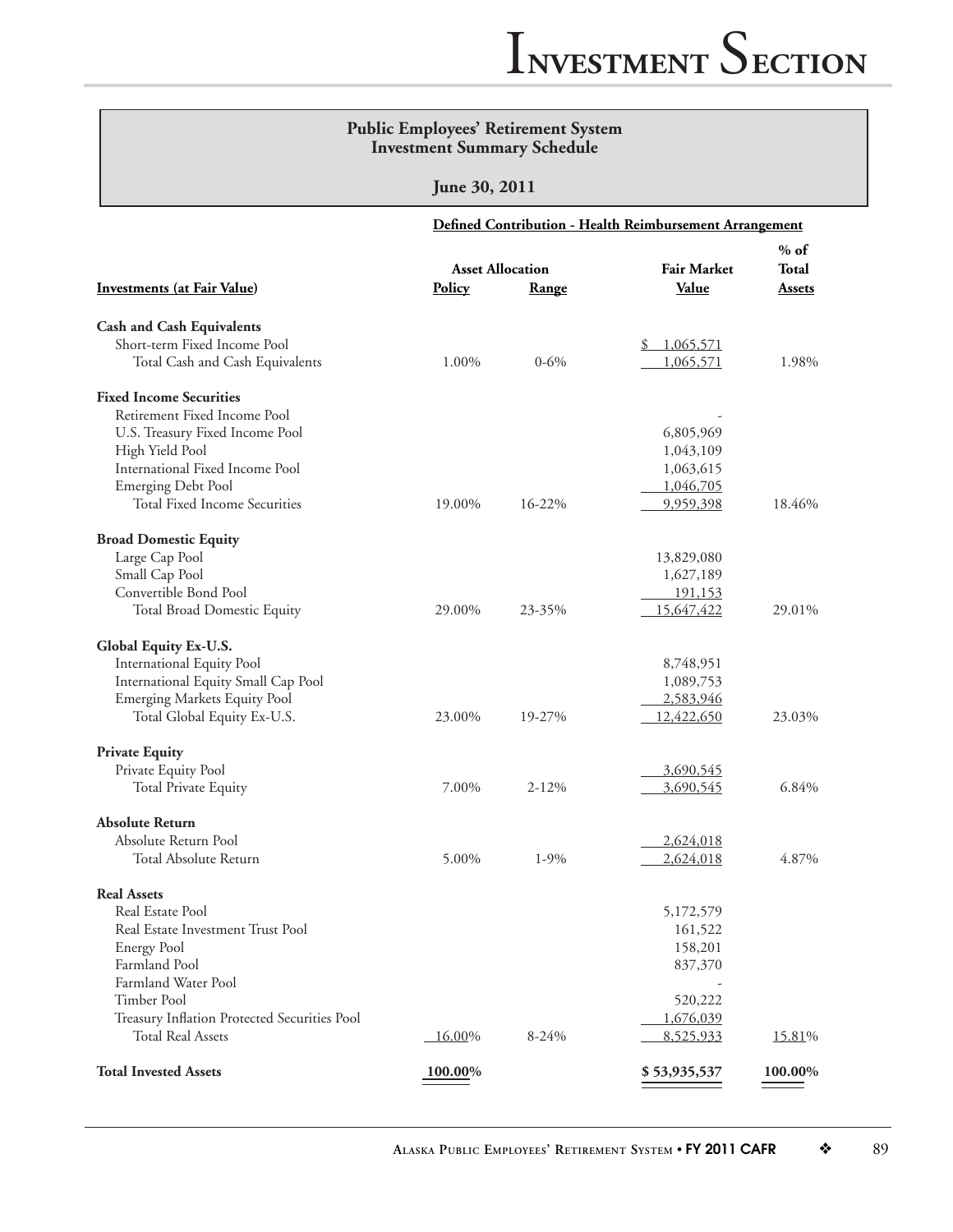# Public Employees' Retirement System
## Investment Summary Schedule

**June 30, 2011**

**Defined Contribution - Health Reimbursement Arrangement**

| Investments (at Fair Value) | Asset Allocation Policy | Asset Allocation Range | Fair Market Value | % of Total Assets |
|---|---|---|---|---|
| **Cash and Cash Equivalents** | | | | |
| Short-term Fixed Income Pool | | | $ 1,065,571 | |
| Total Cash and Cash Equivalents | 1.00% | 0-6% | 1,065,571 | 1.98% |
| **Fixed Income Securities** | | | | |
| Retirement Fixed Income Pool | | | - | |
| U.S. Treasury Fixed Income Pool | | | 6,805,969 | |
| High Yield Pool | | | 1,043,109 | |
| International Fixed Income Pool | | | 1,063,615 | |
| Emerging Debt Pool | | | 1,046,705 | |
| Total Fixed Income Securities | 19.00% | 16-22% | 9,959,398 | 18.46% |
| **Broad Domestic Equity** | | | | |
| Large Cap Pool | | | 13,829,080 | |
| Small Cap Pool | | | 1,627,189 | |
| Convertible Bond Pool | | | 191,153 | |
| Total Broad Domestic Equity | 29.00% | 23-35% | 15,647,422 | 29.01% |
| **Global Equity Ex-U.S.** | | | | |
| International Equity Pool | | | 8,748,951 | |
| International Equity Small Cap Pool | | | 1,089,753 | |
| Emerging Markets Equity Pool | | | 2,583,946 | |
| Total Global Equity Ex-U.S. | 23.00% | 19-27% | 12,422,650 | 23.03% |
| **Private Equity** | | | | |
| Private Equity Pool | | | 3,690,545 | |
| Total Private Equity | 7.00% | 2-12% | 3,690,545 | 6.84% |
| **Absolute Return** | | | | |
| Absolute Return Pool | | | 2,624,018 | |
| Total Absolute Return | 5.00% | 1-9% | 2,624,018 | 4.87% |
| **Real Assets** | | | | |
| Real Estate Pool | | | 5,172,579 | |
| Real Estate Investment Trust Pool | | | 161,522 | |
| Energy Pool | | | 158,201 | |
| Farmland Pool | | | 837,370 | |
| Farmland Water Pool | | | - | |
| Timber Pool | | | 520,222 | |
| Treasury Inflation Protected Securities Pool | | | 1,676,039 | |
| Total Real Assets | 16.00% | 8-24% | 8,525,933 | 15.81% |
| **Total Invested Assets** | **100.00%** | | **$ 53,935,537** | **100.00%** |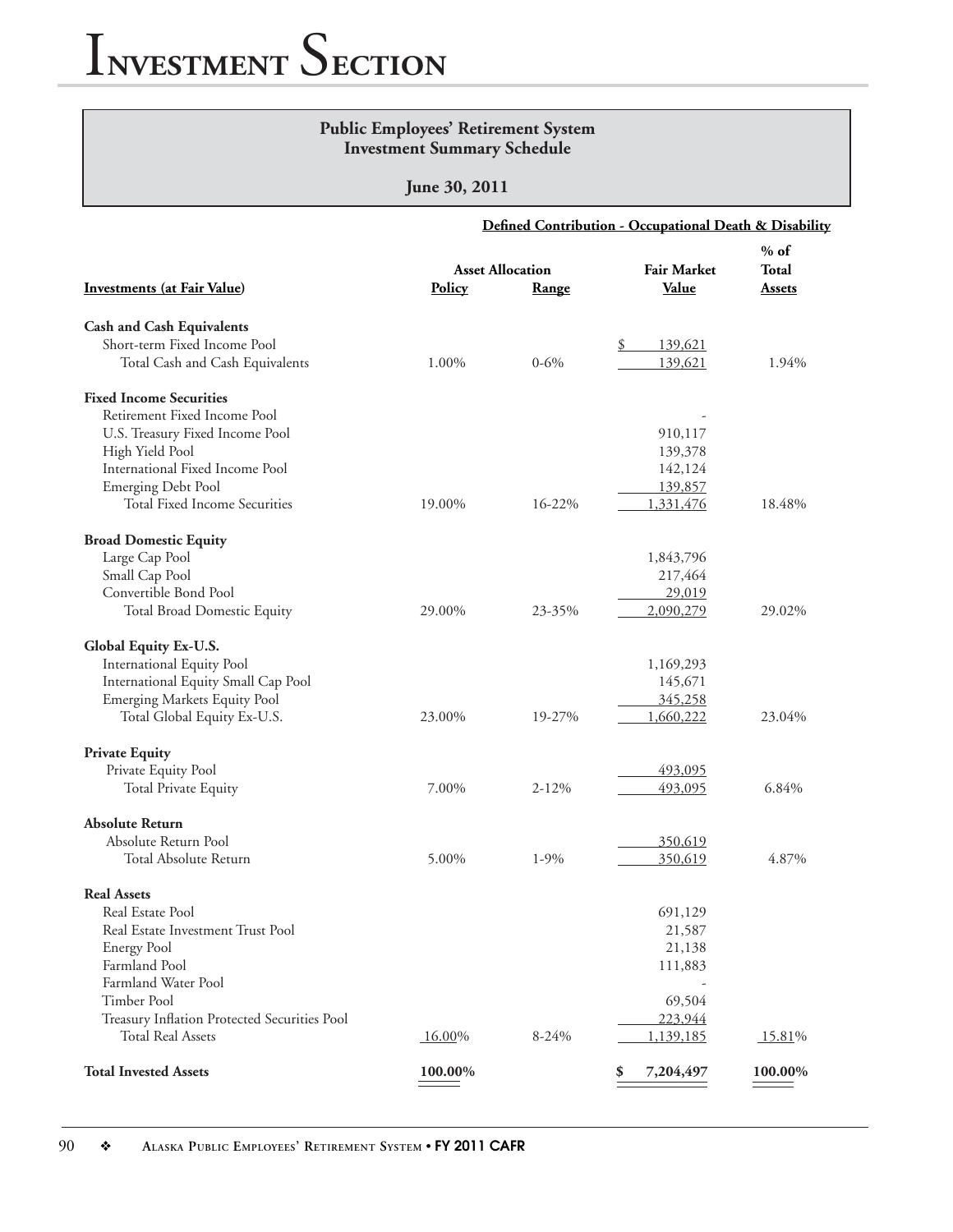# Investment Section

**Public Employees' Retirement System**
**Investment Summary Schedule**

**June 30, 2011**

**Defined Contribution - Occupational Death & Disability**

| Investments (at Fair Value) | Asset Allocation Policy | Asset Allocation Range | Fair Market Value | % of Total Assets |
|---|---|---|---|---|
| **Cash and Cash Equivalents** | | | | |
| Short-term Fixed Income Pool | | | $ 139,621 | |
| Total Cash and Cash Equivalents | 1.00% | 0-6% | 139,621 | 1.94% |
| **Fixed Income Securities** | | | | |
| Retirement Fixed Income Pool | | | - | |
| U.S. Treasury Fixed Income Pool | | | 910,117 | |
| High Yield Pool | | | 139,378 | |
| International Fixed Income Pool | | | 142,124 | |
| Emerging Debt Pool | | | 139,857 | |
| Total Fixed Income Securities | 19.00% | 16-22% | 1,331,476 | 18.48% |
| **Broad Domestic Equity** | | | | |
| Large Cap Pool | | | 1,843,796 | |
| Small Cap Pool | | | 217,464 | |
| Convertible Bond Pool | | | 29,019 | |
| Total Broad Domestic Equity | 29.00% | 23-35% | 2,090,279 | 29.02% |
| **Global Equity Ex-U.S.** | | | | |
| International Equity Pool | | | 1,169,293 | |
| International Equity Small Cap Pool | | | 145,671 | |
| Emerging Markets Equity Pool | | | 345,258 | |
| Total Global Equity Ex-U.S. | 23.00% | 19-27% | 1,660,222 | 23.04% |
| **Private Equity** | | | | |
| Private Equity Pool | | | 493,095 | |
| Total Private Equity | 7.00% | 2-12% | 493,095 | 6.84% |
| **Absolute Return** | | | | |
| Absolute Return Pool | | | 350,619 | |
| Total Absolute Return | 5.00% | 1-9% | 350,619 | 4.87% |
| **Real Assets** | | | | |
| Real Estate Pool | | | 691,129 | |
| Real Estate Investment Trust Pool | | | 21,587 | |
| Energy Pool | | | 21,138 | |
| Farmland Pool | | | 111,883 | |
| Farmland Water Pool | | | - | |
| Timber Pool | | | 69,504 | |
| Treasury Inflation Protected Securities Pool | | | 223,944 | |
| Total Real Assets | 16.00% | 8-24% | 1,139,185 | 15.81% |
| **Total Invested Assets** | **100.00%** | | **$ 7,204,497** | **100.00%** |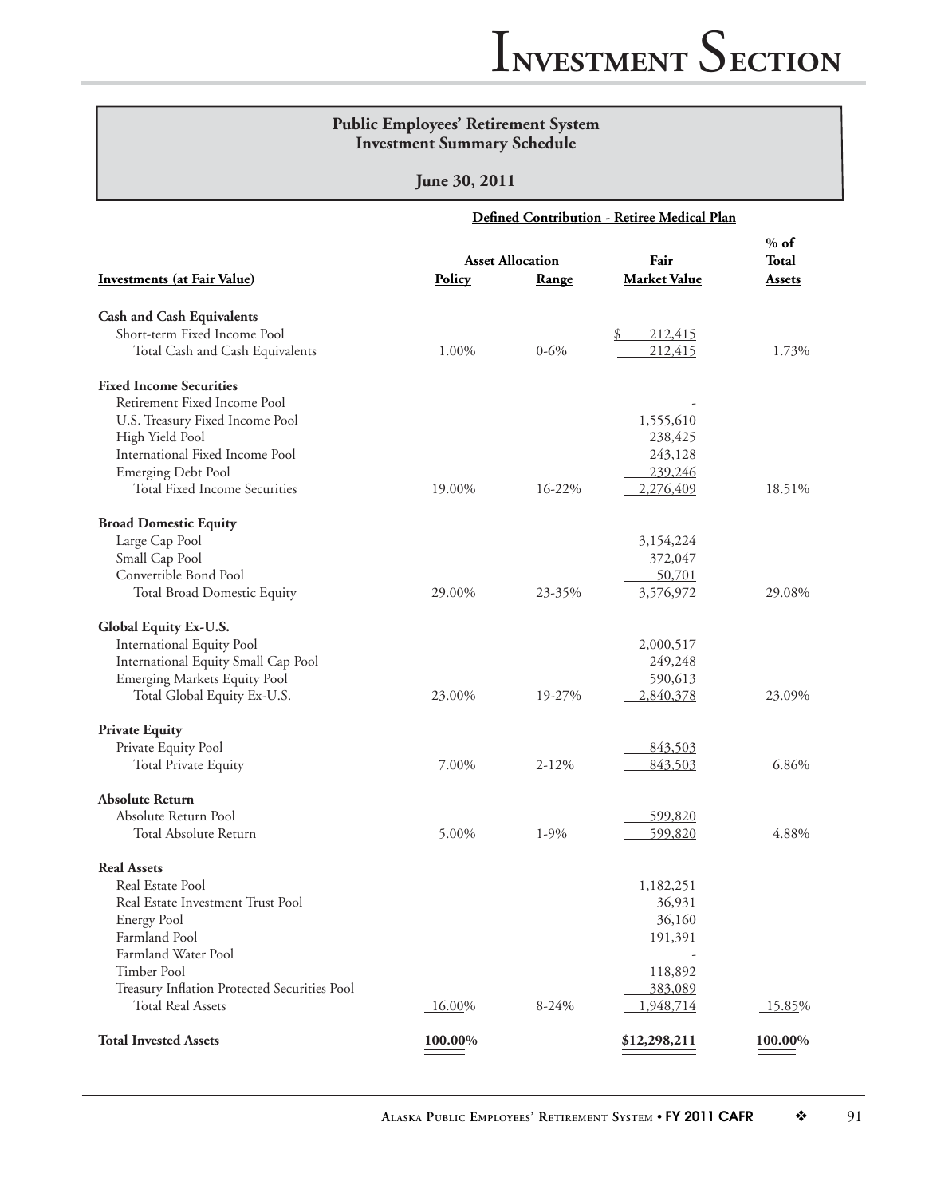## Public Employees' Retirement System
## Investment Summary Schedule

**June 30, 2011**

**Defined Contribution - Retiree Medical Plan**

| Investments (at Fair Value) | Asset Allocation Policy | Range | Fair Market Value | % of Total Assets |
|---|---|---|---|---|
| **Cash and Cash Equivalents** | | | | |
| Short-term Fixed Income Pool | | | $ 212,415 | |
| Total Cash and Cash Equivalents | 1.00% | 0-6% | 212,415 | 1.73% |
| **Fixed Income Securities** | | | | |
| Retirement Fixed Income Pool | | | - | |
| U.S. Treasury Fixed Income Pool | | | 1,555,610 | |
| High Yield Pool | | | 238,425 | |
| International Fixed Income Pool | | | 243,128 | |
| Emerging Debt Pool | | | 239,246 | |
| Total Fixed Income Securities | 19.00% | 16-22% | 2,276,409 | 18.51% |
| **Broad Domestic Equity** | | | | |
| Large Cap Pool | | | 3,154,224 | |
| Small Cap Pool | | | 372,047 | |
| Convertible Bond Pool | | | 50,701 | |
| Total Broad Domestic Equity | 29.00% | 23-35% | 3,576,972 | 29.08% |
| **Global Equity Ex-U.S.** | | | | |
| International Equity Pool | | | 2,000,517 | |
| International Equity Small Cap Pool | | | 249,248 | |
| Emerging Markets Equity Pool | | | 590,613 | |
| Total Global Equity Ex-U.S. | 23.00% | 19-27% | 2,840,378 | 23.09% |
| **Private Equity** | | | | |
| Private Equity Pool | | | 843,503 | |
| Total Private Equity | 7.00% | 2-12% | 843,503 | 6.86% |
| **Absolute Return** | | | | |
| Absolute Return Pool | | | 599,820 | |
| Total Absolute Return | 5.00% | 1-9% | 599,820 | 4.88% |
| **Real Assets** | | | | |
| Real Estate Pool | | | 1,182,251 | |
| Real Estate Investment Trust Pool | | | 36,931 | |
| Energy Pool | | | 36,160 | |
| Farmland Pool | | | 191,391 | |
| Farmland Water Pool | | | - | |
| Timber Pool | | | 118,892 | |
| Treasury Inflation Protected Securities Pool | | | 383,089 | |
| Total Real Assets | 16.00% | 8-24% | 1,948,714 | 15.85% |
| **Total Invested Assets** | **100.00%** | | **$12,298,211** | **100.00%** |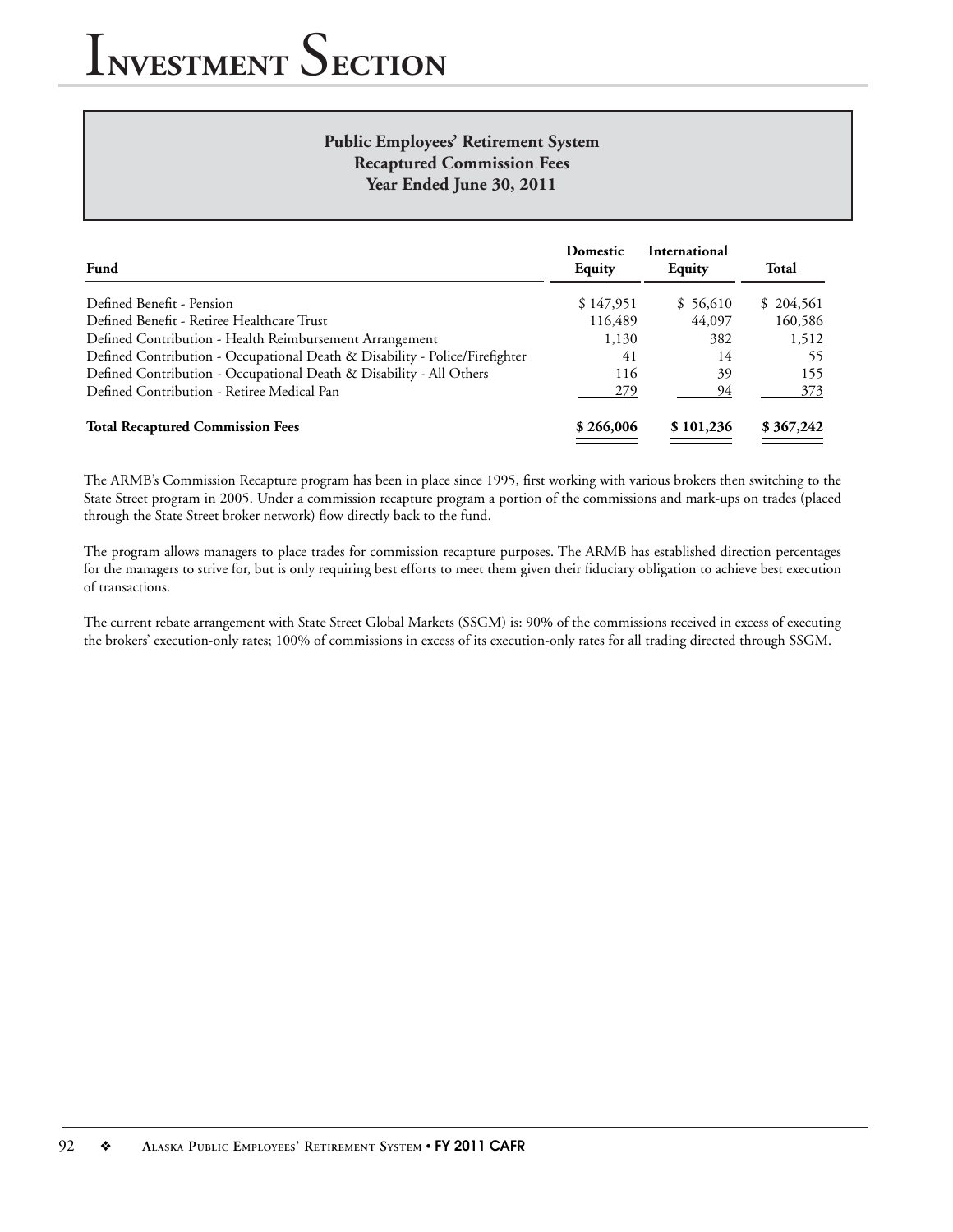## Public Employees' Retirement System
## Recaptured Commission Fees
## Year Ended June 30, 2011

| Fund | Domestic Equity | International Equity | Total |
|---|---|---|---|
| Defined Benefit - Pension | $ 147,951 | $ 56,610 | $ 204,561 |
| Defined Benefit - Retiree Healthcare Trust | 116,489 | 44,097 | 160,586 |
| Defined Contribution - Health Reimbursement Arrangement | 1,130 | 382 | 1,512 |
| Defined Contribution - Occupational Death & Disability - Police/Firefighter | 41 | 14 | 55 |
| Defined Contribution - Occupational Death & Disability - All Others | 116 | 39 | 155 |
| Defined Contribution - Retiree Medical Pan | 279 | 94 | 373 |
| **Total Recaptured Commission Fees** | **$ 266,006** | **$ 101,236** | **$ 367,242** |

The ARMB's Commission Recapture program has been in place since 1995, first working with various brokers then switching to the State Street program in 2005. Under a commission recapture program a portion of the commissions and mark-ups on trades (placed through the State Street broker network) flow directly back to the fund.

The program allows managers to place trades for commission recapture purposes. The ARMB has established direction percentages for the managers to strive for, but is only requiring best efforts to meet them given their fiduciary obligation to achieve best execution of transactions.

The current rebate arrangement with State Street Global Markets (SSGM) is: 90% of the commissions received in excess of executing the brokers' execution-only rates; 100% of commissions in excess of its execution-only rates for all trading directed through SSGM.